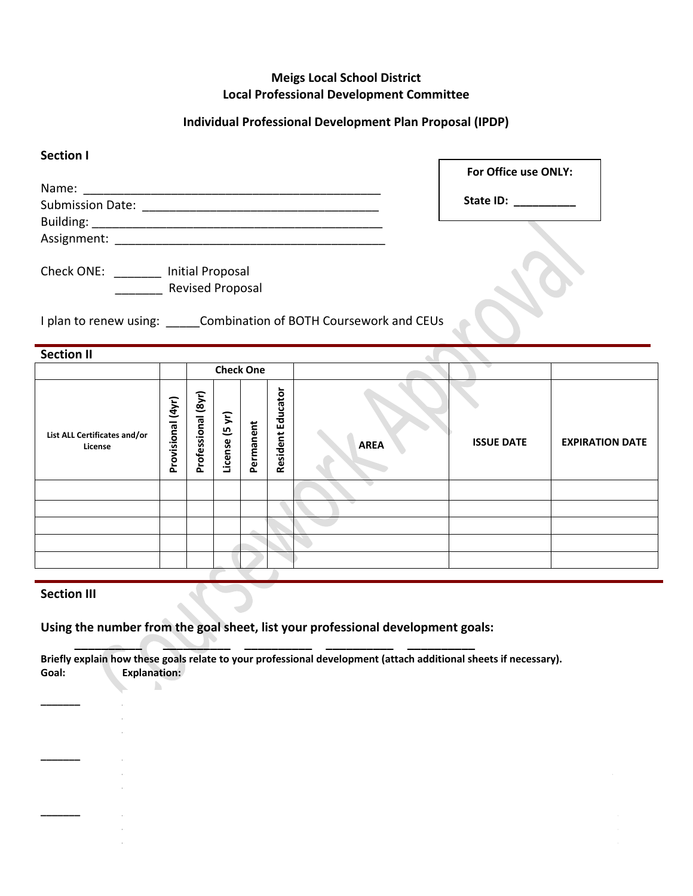**Meigs Local School District**
**Local Professional Development Committee**

**Individual Professional Development Plan Proposal (IPDP)**

**Section I**

| **For Office use ONLY:** |
|---|
| **State ID:** __________ |

Name: _______________________________________________
Submission Date: ___________________________________
Building: _____________________________________________
Assignment: __________________________________________

Check ONE: _______ Initial Proposal
_______ Revised Proposal

I plan to renew using: _____Combination of BOTH Coursework and CEUs

**Section II**

| | Check One | | | | | | | |
|---|---|---|---|---|---|---|---|---|
| **List ALL Certificates and/or License** | **Provisional (4yr)** | **Professional (8yr)** | **License (5 yr)** | **Permanent** | **Resident Educator** | **AREA** | **ISSUE DATE** | **EXPIRATION DATE** |
| | | | | | | | | |
| | | | | | | | | |
| | | | | | | | | |
| | | | | | | | | |
| | | | | | | | | |

**Section III**

**Using the number from the goal sheet, list your professional development goals:**

__________ __________ __________ __________ __________

**Briefly explain how these goals relate to your professional development (attach additional sheets if necessary).**

**Goal:** **Explanation:**

______

______

______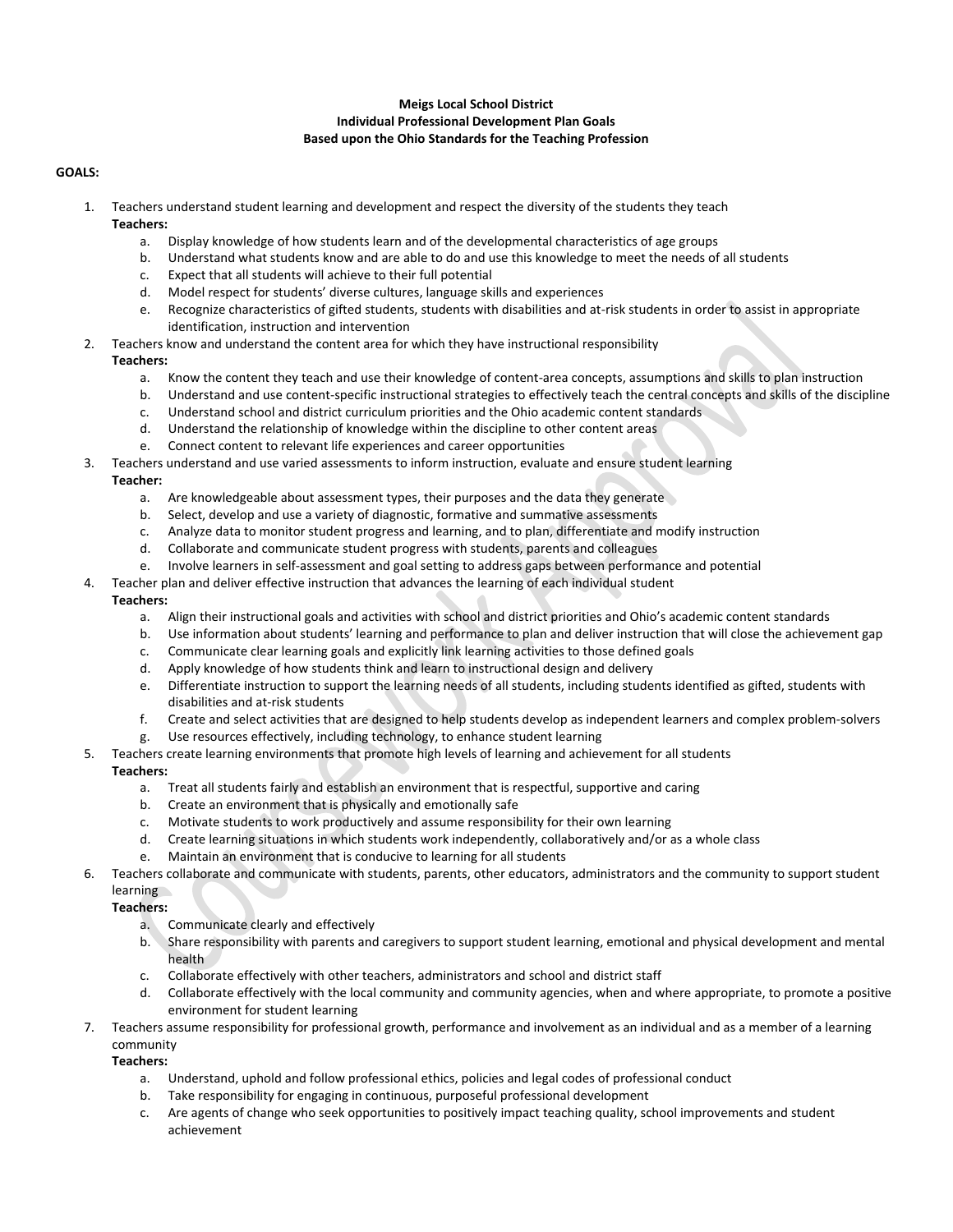**Meigs Local School District**
**Individual Professional Development Plan Goals**
**Based upon the Ohio Standards for the Teaching Profession**

**GOALS:**

1. Teachers understand student learning and development and respect the diversity of the students they teach
   **Teachers:**
   a. Display knowledge of how students learn and of the developmental characteristics of age groups
   b. Understand what students know and are able to do and use this knowledge to meet the needs of all students
   c. Expect that all students will achieve to their full potential
   d. Model respect for students' diverse cultures, language skills and experiences
   e. Recognize characteristics of gifted students, students with disabilities and at-risk students in order to assist in appropriate identification, instruction and intervention
2. Teachers know and understand the content area for which they have instructional responsibility
   **Teachers:**
   a. Know the content they teach and use their knowledge of content-area concepts, assumptions and skills to plan instruction
   b. Understand and use content-specific instructional strategies to effectively teach the central concepts and skills of the discipline
   c. Understand school and district curriculum priorities and the Ohio academic content standards
   d. Understand the relationship of knowledge within the discipline to other content areas
   e. Connect content to relevant life experiences and career opportunities
3. Teachers understand and use varied assessments to inform instruction, evaluate and ensure student learning
   **Teacher:**
   a. Are knowledgeable about assessment types, their purposes and the data they generate
   b. Select, develop and use a variety of diagnostic, formative and summative assessments
   c. Analyze data to monitor student progress and learning, and to plan, differentiate and modify instruction
   d. Collaborate and communicate student progress with students, parents and colleagues
   e. Involve learners in self-assessment and goal setting to address gaps between performance and potential
4. Teacher plan and deliver effective instruction that advances the learning of each individual student
   **Teachers:**
   a. Align their instructional goals and activities with school and district priorities and Ohio's academic content standards
   b. Use information about students' learning and performance to plan and deliver instruction that will close the achievement gap
   c. Communicate clear learning goals and explicitly link learning activities to those defined goals
   d. Apply knowledge of how students think and learn to instructional design and delivery
   e. Differentiate instruction to support the learning needs of all students, including students identified as gifted, students with disabilities and at-risk students
   f. Create and select activities that are designed to help students develop as independent learners and complex problem-solvers
   g. Use resources effectively, including technology, to enhance student learning
5. Teachers create learning environments that promote high levels of learning and achievement for all students
   **Teachers:**
   a. Treat all students fairly and establish an environment that is respectful, supportive and caring
   b. Create an environment that is physically and emotionally safe
   c. Motivate students to work productively and assume responsibility for their own learning
   d. Create learning situations in which students work independently, collaboratively and/or as a whole class
   e. Maintain an environment that is conducive to learning for all students
6. Teachers collaborate and communicate with students, parents, other educators, administrators and the community to support student learning
   **Teachers:**
   a. Communicate clearly and effectively
   b. Share responsibility with parents and caregivers to support student learning, emotional and physical development and mental health
   c. Collaborate effectively with other teachers, administrators and school and district staff
   d. Collaborate effectively with the local community and community agencies, when and where appropriate, to promote a positive environment for student learning
7. Teachers assume responsibility for professional growth, performance and involvement as an individual and as a member of a learning community
   **Teachers:**
   a. Understand, uphold and follow professional ethics, policies and legal codes of professional conduct
   b. Take responsibility for engaging in continuous, purposeful professional development
   c. Are agents of change who seek opportunities to positively impact teaching quality, school improvements and student achievement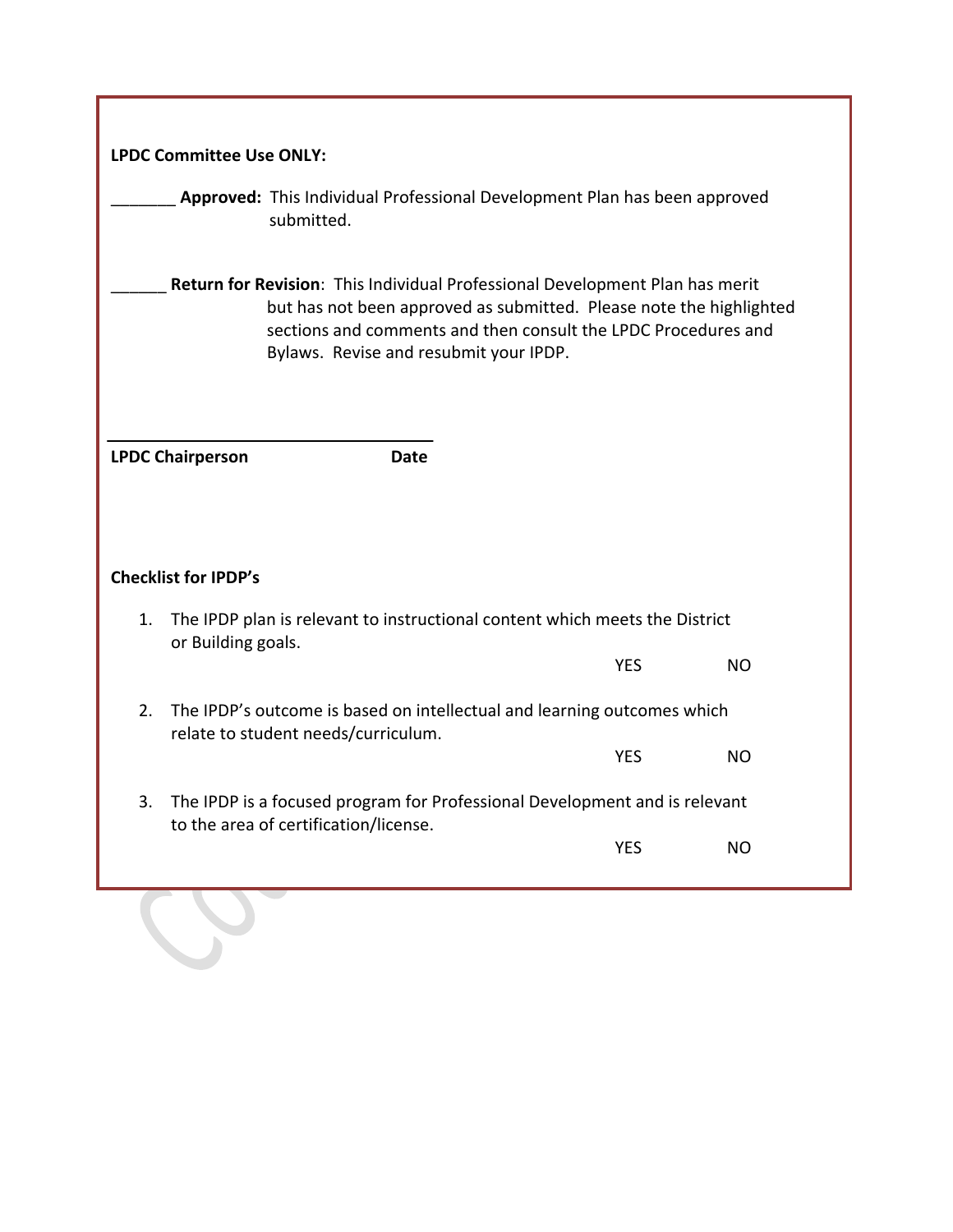**LPDC Committee Use ONLY:**

_______ **Approved:** This Individual Professional Development Plan has been approved submitted.

______ **Return for Revision**: This Individual Professional Development Plan has merit but has not been approved as submitted. Please note the highlighted sections and comments and then consult the LPDC Procedures and Bylaws. Revise and resubmit your IPDP.

______________________________________

**LPDC Chairperson** **Date**

**Checklist for IPDP's**

1. The IPDP plan is relevant to instructional content which meets the District or Building goals.

   YES NO

2. The IPDP's outcome is based on intellectual and learning outcomes which relate to student needs/curriculum.

   YES NO

3. The IPDP is a focused program for Professional Development and is relevant to the area of certification/license.

   YES NO